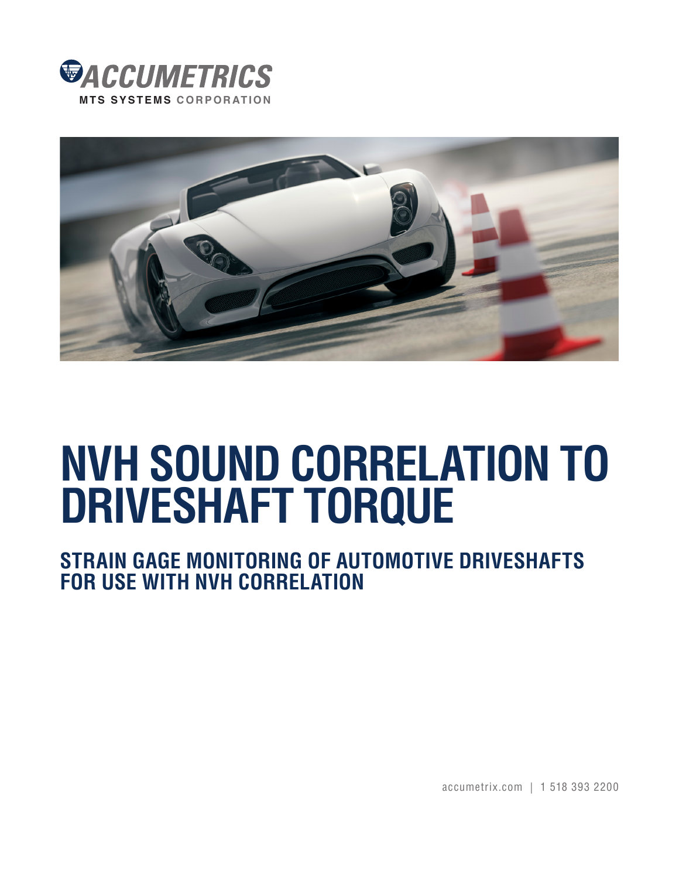ACCUMETRICS

MTS SYSTEMS CORPORATION

# NVH SOUND CORRELATION TO DRIVESHAFT TORQUE

## STRAIN GAGE MONITORING OF AUTOMOTIVE DRIVESHAFTS FOR USE WITH NVH CORRELATION

accumetrix.com | 1 518 393 2200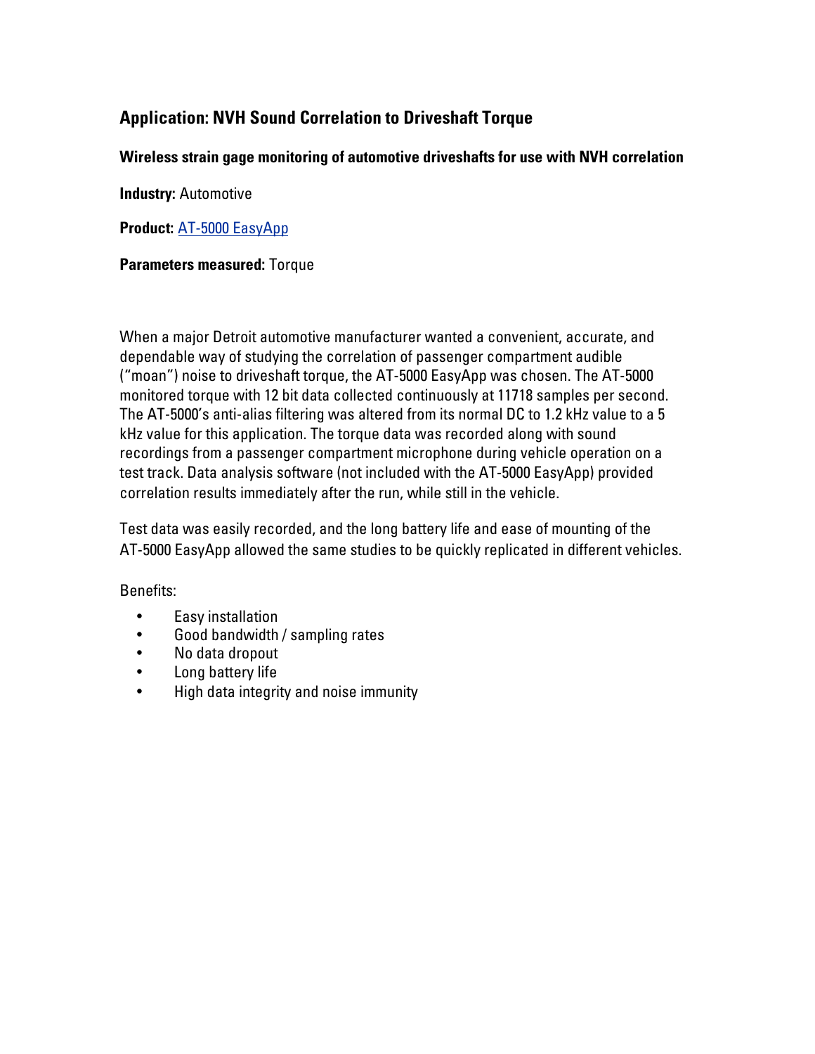## Application: NVH Sound Correlation to Driveshaft Torque

**Wireless strain gage monitoring of automotive driveshafts for use with NVH correlation**

**Industry:** Automotive

**Product:** AT-5000 EasyApp

**Parameters measured:** Torque

When a major Detroit automotive manufacturer wanted a convenient, accurate, and dependable way of studying the correlation of passenger compartment audible ("moan") noise to driveshaft torque, the AT-5000 EasyApp was chosen. The AT-5000 monitored torque with 12 bit data collected continuously at 11718 samples per second. The AT-5000's anti-alias filtering was altered from its normal DC to 1.2 kHz value to a 5 kHz value for this application. The torque data was recorded along with sound recordings from a passenger compartment microphone during vehicle operation on a test track. Data analysis software (not included with the AT-5000 EasyApp) provided correlation results immediately after the run, while still in the vehicle.

Test data was easily recorded, and the long battery life and ease of mounting of the AT-5000 EasyApp allowed the same studies to be quickly replicated in different vehicles.

Benefits:

- Easy installation
- Good bandwidth / sampling rates
- No data dropout
- Long battery life
- High data integrity and noise immunity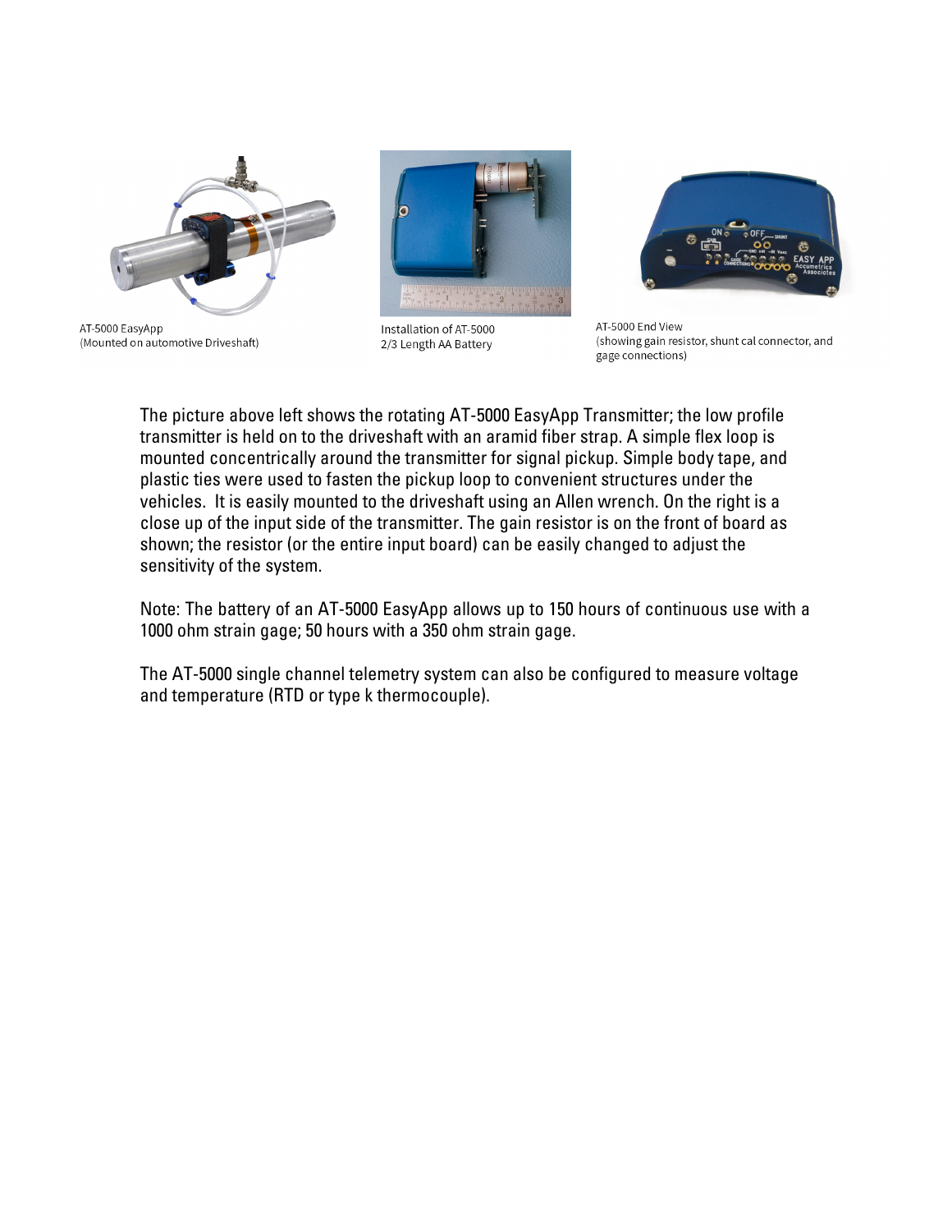AT-5000 EasyApp
(Mounted on automotive Driveshaft)

Installation of AT-5000
2/3 Length AA Battery

AT-5000 End View
(showing gain resistor, shunt cal connector, and gage connections)

The picture above left shows the rotating AT-5000 EasyApp Transmitter; the low profile transmitter is held on to the driveshaft with an aramid fiber strap. A simple flex loop is mounted concentrically around the transmitter for signal pickup. Simple body tape, and plastic ties were used to fasten the pickup loop to convenient structures under the vehicles. It is easily mounted to the driveshaft using an Allen wrench. On the right is a close up of the input side of the transmitter. The gain resistor is on the front of board as shown; the resistor (or the entire input board) can be easily changed to adjust the sensitivity of the system.

Note: The battery of an AT-5000 EasyApp allows up to 150 hours of continuous use with a 1000 ohm strain gage; 50 hours with a 350 ohm strain gage.

The AT-5000 single channel telemetry system can also be configured to measure voltage and temperature (RTD or type k thermocouple).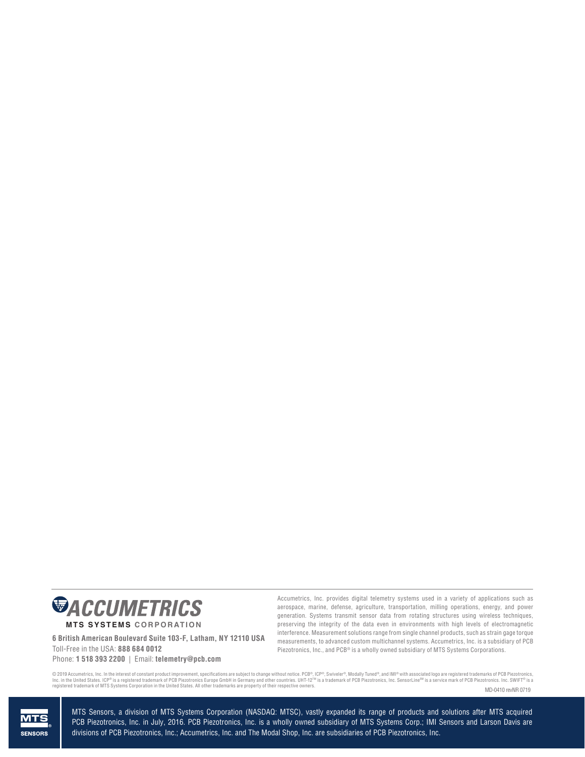**ACCUMETRICS**
**MTS SYSTEMS CORPORATION**

**6 British American Boulevard Suite 103-F, Latham, NY 12110 USA**
Toll-Free in the USA: **888 684 0012**
Phone: **1 518 393 2200** | Email: **telemetry@pcb.com**

Accumetrics, Inc. provides digital telemetry systems used in a variety of applications such as aerospace, marine, defense, agriculture, transportation, milling operations, energy, and power generation. Systems transmit sensor data from rotating structures using wireless techniques, preserving the integrity of the data even in environments with high levels of electromagnetic interference. Measurement solutions range from single channel products, such as strain gage torque measurements, to advanced custom multichannel systems. Accumetrics, Inc. is a subsidiary of PCB Piezotronics, Inc., and PCB® is a wholly owned subsidiary of MTS Systems Corporations.

© 2019 Accumetrics, Inc. In the interest of constant product improvement, specifications are subject to change without notice. PCB®, ICP®, Swiveler®, Modally Tuned®, and IMI® with associated logo are registered trademarks of PCB Piezotronics, Inc. in the United States. ICP® is a registered trademark of PCB Piezotronics Europe GmbH in Germany and other countries. UHT-12™ is a trademark of PCB Piezotronics, Inc. SensorLine℠ is a service mark of PCB Piezotronics. Inc. SWIFT® is a registered trademark of MTS Systems Corporation in the United States. All other trademarks are property of their respective owners.

MD-0410 revNR 0719

**MTS SENSORS**

MTS Sensors, a division of MTS Systems Corporation (NASDAQ: MTSC), vastly expanded its range of products and solutions after MTS acquired PCB Piezotronics, Inc. in July, 2016. PCB Piezotronics, Inc. is a wholly owned subsidiary of MTS Systems Corp.; IMI Sensors and Larson Davis are divisions of PCB Piezotronics, Inc.; Accumetrics, Inc. and The Modal Shop, Inc. are subsidiaries of PCB Piezotronics, Inc.